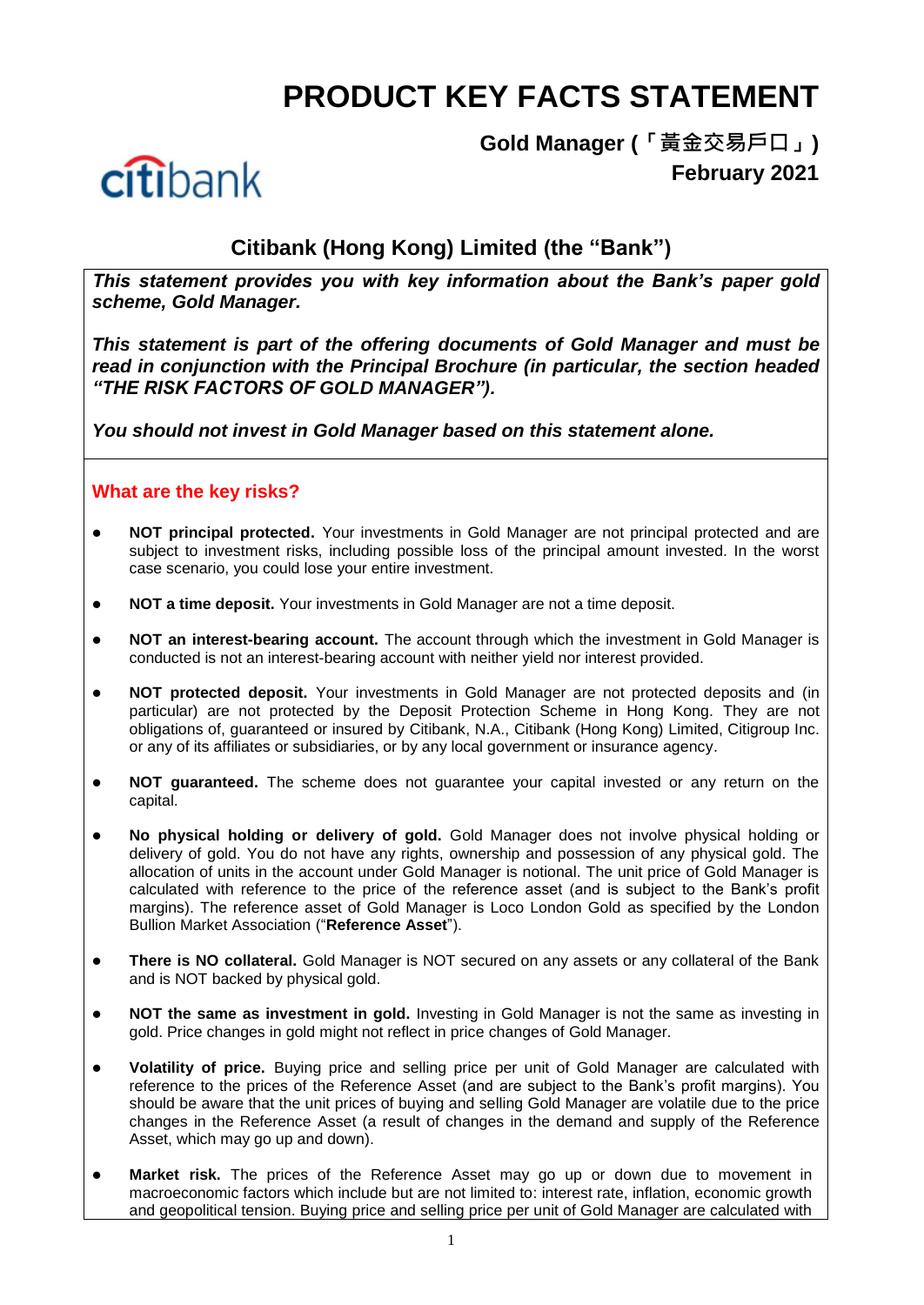# PRODUCT KEY FACTS STATEMENT

**Gold Manager (「黃金交易戶口」)**
**February 2021**

## Citibank (Hong Kong) Limited (the "Bank")

***This statement provides you with key information about the Bank's paper gold scheme, Gold Manager.***

***This statement is part of the offering documents of Gold Manager and must be read in conjunction with the Principal Brochure (in particular, the section headed "THE RISK FACTORS OF GOLD MANAGER").***

***You should not invest in Gold Manager based on this statement alone.***

### What are the key risks?

- **NOT principal protected.** Your investments in Gold Manager are not principal protected and are subject to investment risks, including possible loss of the principal amount invested. In the worst case scenario, you could lose your entire investment.
- **NOT a time deposit.** Your investments in Gold Manager are not a time deposit.
- **NOT an interest-bearing account.** The account through which the investment in Gold Manager is conducted is not an interest-bearing account with neither yield nor interest provided.
- **NOT protected deposit.** Your investments in Gold Manager are not protected deposits and (in particular) are not protected by the Deposit Protection Scheme in Hong Kong. They are not obligations of, guaranteed or insured by Citibank, N.A., Citibank (Hong Kong) Limited, Citigroup Inc. or any of its affiliates or subsidiaries, or by any local government or insurance agency.
- **NOT guaranteed.** The scheme does not guarantee your capital invested or any return on the capital.
- **No physical holding or delivery of gold.** Gold Manager does not involve physical holding or delivery of gold. You do not have any rights, ownership and possession of any physical gold. The allocation of units in the account under Gold Manager is notional. The unit price of Gold Manager is calculated with reference to the price of the reference asset (and is subject to the Bank's profit margins). The reference asset of Gold Manager is Loco London Gold as specified by the London Bullion Market Association ("**Reference Asset**").
- **There is NO collateral.** Gold Manager is NOT secured on any assets or any collateral of the Bank and is NOT backed by physical gold.
- **NOT the same as investment in gold.** Investing in Gold Manager is not the same as investing in gold. Price changes in gold might not reflect in price changes of Gold Manager.
- **Volatility of price.** Buying price and selling price per unit of Gold Manager are calculated with reference to the prices of the Reference Asset (and are subject to the Bank's profit margins). You should be aware that the unit prices of buying and selling Gold Manager are volatile due to the price changes in the Reference Asset (a result of changes in the demand and supply of the Reference Asset, which may go up and down).
- **Market risk.** The prices of the Reference Asset may go up or down due to movement in macroeconomic factors which include but are not limited to: interest rate, inflation, economic growth and geopolitical tension. Buying price and selling price per unit of Gold Manager are calculated with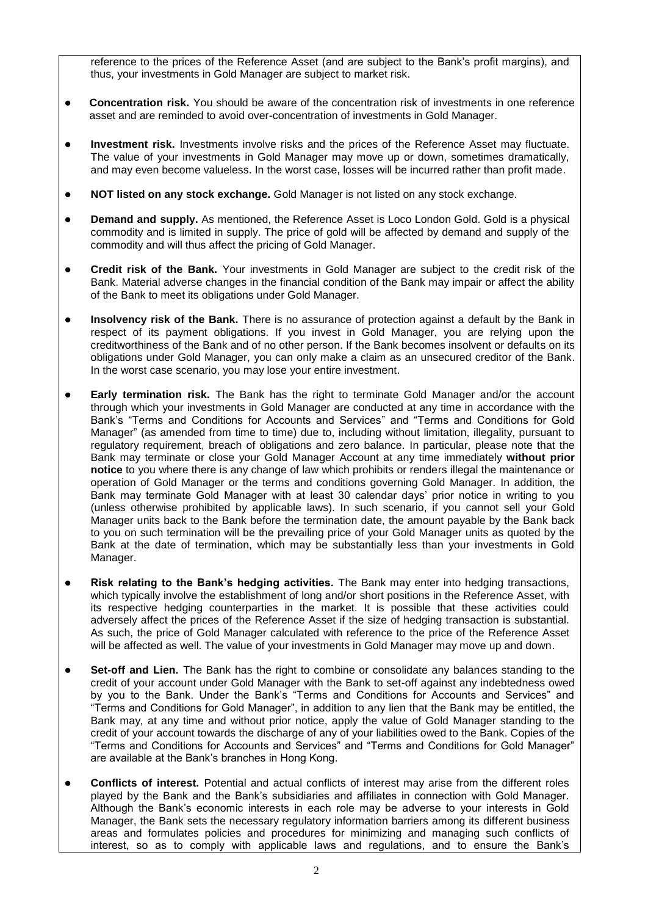reference to the prices of the Reference Asset (and are subject to the Bank's profit margins), and thus, your investments in Gold Manager are subject to market risk.

- **Concentration risk.** You should be aware of the concentration risk of investments in one reference asset and are reminded to avoid over-concentration of investments in Gold Manager.
- **Investment risk.** Investments involve risks and the prices of the Reference Asset may fluctuate. The value of your investments in Gold Manager may move up or down, sometimes dramatically, and may even become valueless. In the worst case, losses will be incurred rather than profit made.
- **NOT listed on any stock exchange.** Gold Manager is not listed on any stock exchange.
- **Demand and supply.** As mentioned, the Reference Asset is Loco London Gold. Gold is a physical commodity and is limited in supply. The price of gold will be affected by demand and supply of the commodity and will thus affect the pricing of Gold Manager.
- **Credit risk of the Bank.** Your investments in Gold Manager are subject to the credit risk of the Bank. Material adverse changes in the financial condition of the Bank may impair or affect the ability of the Bank to meet its obligations under Gold Manager.
- **Insolvency risk of the Bank.** There is no assurance of protection against a default by the Bank in respect of its payment obligations. If you invest in Gold Manager, you are relying upon the creditworthiness of the Bank and of no other person. If the Bank becomes insolvent or defaults on its obligations under Gold Manager, you can only make a claim as an unsecured creditor of the Bank. In the worst case scenario, you may lose your entire investment.
- **Early termination risk.** The Bank has the right to terminate Gold Manager and/or the account through which your investments in Gold Manager are conducted at any time in accordance with the Bank's "Terms and Conditions for Accounts and Services" and "Terms and Conditions for Gold Manager" (as amended from time to time) due to, including without limitation, illegality, pursuant to regulatory requirement, breach of obligations and zero balance. In particular, please note that the Bank may terminate or close your Gold Manager Account at any time immediately **without prior notice** to you where there is any change of law which prohibits or renders illegal the maintenance or operation of Gold Manager or the terms and conditions governing Gold Manager. In addition, the Bank may terminate Gold Manager with at least 30 calendar days' prior notice in writing to you (unless otherwise prohibited by applicable laws). In such scenario, if you cannot sell your Gold Manager units back to the Bank before the termination date, the amount payable by the Bank back to you on such termination will be the prevailing price of your Gold Manager units as quoted by the Bank at the date of termination, which may be substantially less than your investments in Gold Manager.
- **Risk relating to the Bank's hedging activities.** The Bank may enter into hedging transactions, which typically involve the establishment of long and/or short positions in the Reference Asset, with its respective hedging counterparties in the market. It is possible that these activities could adversely affect the prices of the Reference Asset if the size of hedging transaction is substantial. As such, the price of Gold Manager calculated with reference to the price of the Reference Asset will be affected as well. The value of your investments in Gold Manager may move up and down.
- **Set-off and Lien.** The Bank has the right to combine or consolidate any balances standing to the credit of your account under Gold Manager with the Bank to set-off against any indebtedness owed by you to the Bank. Under the Bank's "Terms and Conditions for Accounts and Services" and "Terms and Conditions for Gold Manager", in addition to any lien that the Bank may be entitled, the Bank may, at any time and without prior notice, apply the value of Gold Manager standing to the credit of your account towards the discharge of any of your liabilities owed to the Bank. Copies of the "Terms and Conditions for Accounts and Services" and "Terms and Conditions for Gold Manager" are available at the Bank's branches in Hong Kong.
- **Conflicts of interest.** Potential and actual conflicts of interest may arise from the different roles played by the Bank and the Bank's subsidiaries and affiliates in connection with Gold Manager. Although the Bank's economic interests in each role may be adverse to your interests in Gold Manager, the Bank sets the necessary regulatory information barriers among its different business areas and formulates policies and procedures for minimizing and managing such conflicts of interest, so as to comply with applicable laws and regulations, and to ensure the Bank's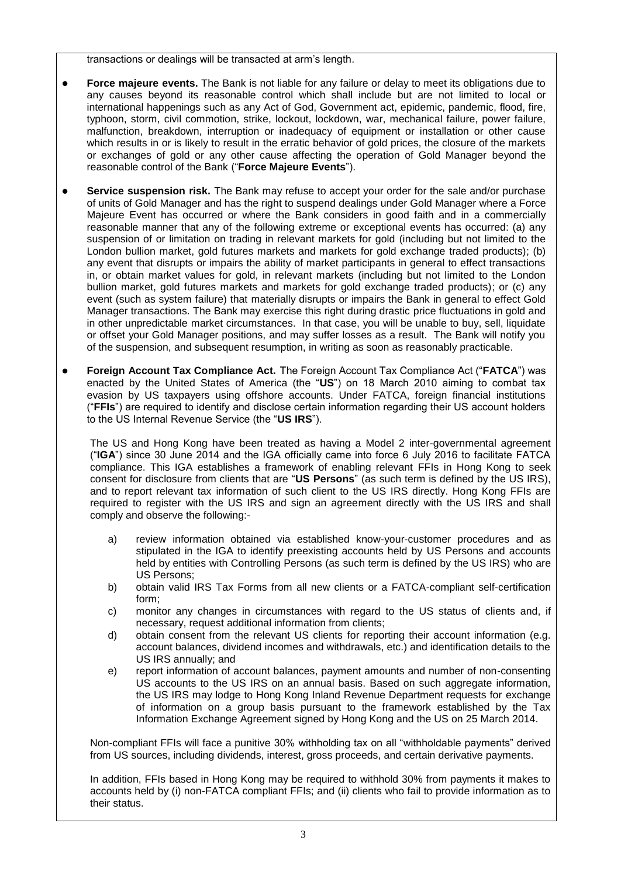transactions or dealings will be transacted at arm's length.

- **Force majeure events.** The Bank is not liable for any failure or delay to meet its obligations due to any causes beyond its reasonable control which shall include but are not limited to local or international happenings such as any Act of God, Government act, epidemic, pandemic, flood, fire, typhoon, storm, civil commotion, strike, lockout, lockdown, war, mechanical failure, power failure, malfunction, breakdown, interruption or inadequacy of equipment or installation or other cause which results in or is likely to result in the erratic behavior of gold prices, the closure of the markets or exchanges of gold or any other cause affecting the operation of Gold Manager beyond the reasonable control of the Bank ("**Force Majeure Events**").

- **Service suspension risk.** The Bank may refuse to accept your order for the sale and/or purchase of units of Gold Manager and has the right to suspend dealings under Gold Manager where a Force Majeure Event has occurred or where the Bank considers in good faith and in a commercially reasonable manner that any of the following extreme or exceptional events has occurred: (a) any suspension of or limitation on trading in relevant markets for gold (including but not limited to the London bullion market, gold futures markets and markets for gold exchange traded products); (b) any event that disrupts or impairs the ability of market participants in general to effect transactions in, or obtain market values for gold, in relevant markets (including but not limited to the London bullion market, gold futures markets and markets for gold exchange traded products); or (c) any event (such as system failure) that materially disrupts or impairs the Bank in general to effect Gold Manager transactions. The Bank may exercise this right during drastic price fluctuations in gold and in other unpredictable market circumstances. In that case, you will be unable to buy, sell, liquidate or offset your Gold Manager positions, and may suffer losses as a result. The Bank will notify you of the suspension, and subsequent resumption, in writing as soon as reasonably practicable.

- **Foreign Account Tax Compliance Act.** The Foreign Account Tax Compliance Act ("**FATCA**") was enacted by the United States of America (the "**US**") on 18 March 2010 aiming to combat tax evasion by US taxpayers using offshore accounts. Under FATCA, foreign financial institutions ("**FFIs**") are required to identify and disclose certain information regarding their US account holders to the US Internal Revenue Service (the "**US IRS**").

  The US and Hong Kong have been treated as having a Model 2 inter-governmental agreement ("**IGA**") since 30 June 2014 and the IGA officially came into force 6 July 2016 to facilitate FATCA compliance. This IGA establishes a framework of enabling relevant FFIs in Hong Kong to seek consent for disclosure from clients that are "**US Persons**" (as such term is defined by the US IRS), and to report relevant tax information of such client to the US IRS directly. Hong Kong FFIs are required to register with the US IRS and sign an agreement directly with the US IRS and shall comply and observe the following:-

  a) review information obtained via established know-your-customer procedures and as stipulated in the IGA to identify preexisting accounts held by US Persons and accounts held by entities with Controlling Persons (as such term is defined by the US IRS) who are US Persons;
  b) obtain valid IRS Tax Forms from all new clients or a FATCA-compliant self-certification form;
  c) monitor any changes in circumstances with regard to the US status of clients and, if necessary, request additional information from clients;
  d) obtain consent from the relevant US clients for reporting their account information (e.g. account balances, dividend incomes and withdrawals, etc.) and identification details to the US IRS annually; and
  e) report information of account balances, payment amounts and number of non-consenting US accounts to the US IRS on an annual basis. Based on such aggregate information, the US IRS may lodge to Hong Kong Inland Revenue Department requests for exchange of information on a group basis pursuant to the framework established by the Tax Information Exchange Agreement signed by Hong Kong and the US on 25 March 2014.

  Non-compliant FFIs will face a punitive 30% withholding tax on all "withholdable payments" derived from US sources, including dividends, interest, gross proceeds, and certain derivative payments.

  In addition, FFIs based in Hong Kong may be required to withhold 30% from payments it makes to accounts held by (i) non-FATCA compliant FFIs; and (ii) clients who fail to provide information as to their status.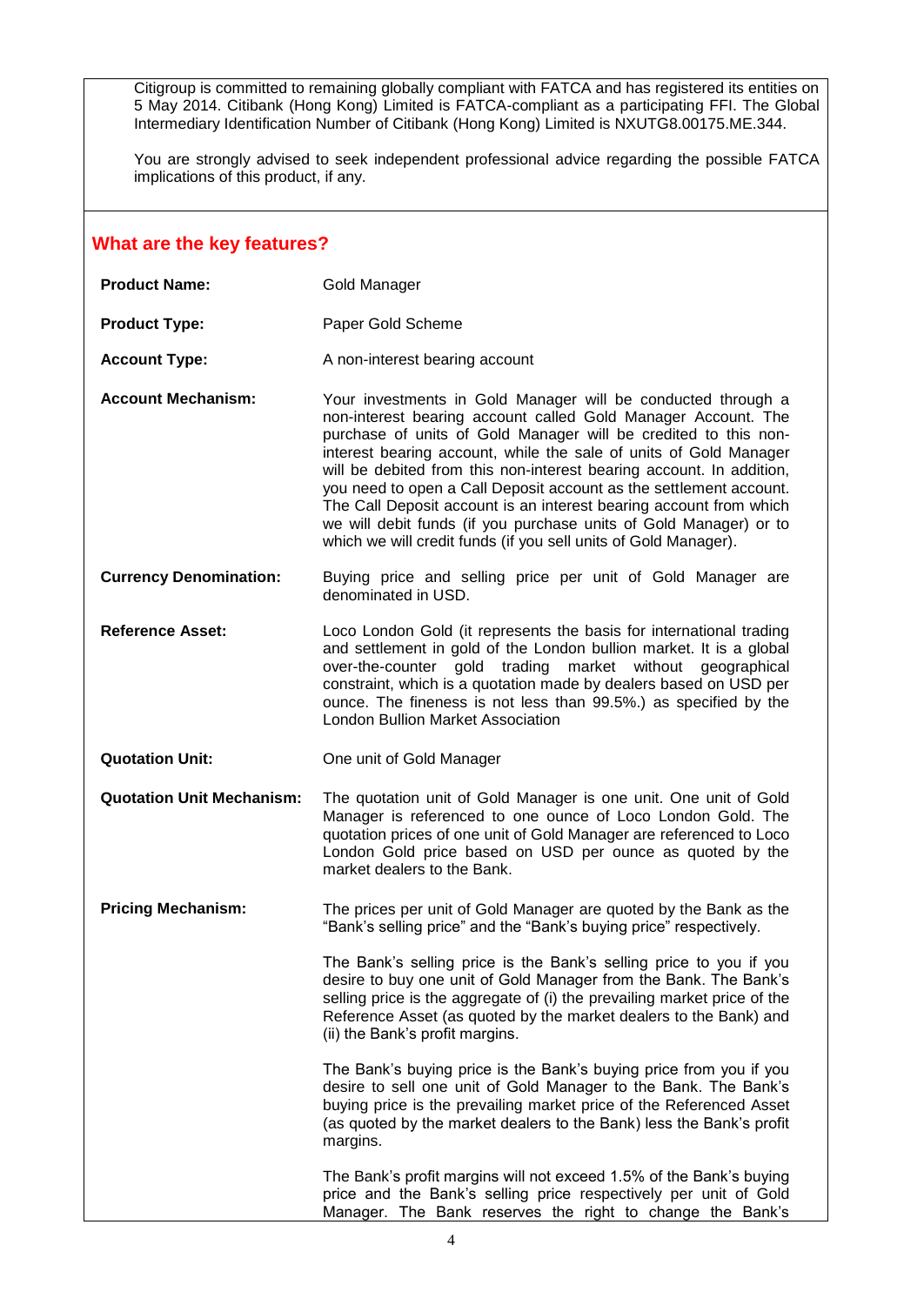Citigroup is committed to remaining globally compliant with FATCA and has registered its entities on 5 May 2014. Citibank (Hong Kong) Limited is FATCA-compliant as a participating FFI. The Global Intermediary Identification Number of Citibank (Hong Kong) Limited is NXUTG8.00175.ME.344.

You are strongly advised to seek independent professional advice regarding the possible FATCA implications of this product, if any.

## What are the key features?

**Product Name:** Gold Manager

**Product Type:** Paper Gold Scheme

**Account Type:** A non-interest bearing account

**Account Mechanism:** Your investments in Gold Manager will be conducted through a non-interest bearing account called Gold Manager Account. The purchase of units of Gold Manager will be credited to this non-interest bearing account, while the sale of units of Gold Manager will be debited from this non-interest bearing account. In addition, you need to open a Call Deposit account as the settlement account. The Call Deposit account is an interest bearing account from which we will debit funds (if you purchase units of Gold Manager) or to which we will credit funds (if you sell units of Gold Manager).

**Currency Denomination:** Buying price and selling price per unit of Gold Manager are denominated in USD.

**Reference Asset:** Loco London Gold (it represents the basis for international trading and settlement in gold of the London bullion market. It is a global over-the-counter gold trading market without geographical constraint, which is a quotation made by dealers based on USD per ounce. The fineness is not less than 99.5%.) as specified by the London Bullion Market Association

**Quotation Unit:** One unit of Gold Manager

**Quotation Unit Mechanism:** The quotation unit of Gold Manager is one unit. One unit of Gold Manager is referenced to one ounce of Loco London Gold. The quotation prices of one unit of Gold Manager are referenced to Loco London Gold price based on USD per ounce as quoted by the market dealers to the Bank.

**Pricing Mechanism:** The prices per unit of Gold Manager are quoted by the Bank as the "Bank's selling price" and the "Bank's buying price" respectively.

The Bank's selling price is the Bank's selling price to you if you desire to buy one unit of Gold Manager from the Bank. The Bank's selling price is the aggregate of (i) the prevailing market price of the Reference Asset (as quoted by the market dealers to the Bank) and (ii) the Bank's profit margins.

The Bank's buying price is the Bank's buying price from you if you desire to sell one unit of Gold Manager to the Bank. The Bank's buying price is the prevailing market price of the Referenced Asset (as quoted by the market dealers to the Bank) less the Bank's profit margins.

The Bank's profit margins will not exceed 1.5% of the Bank's buying price and the Bank's selling price respectively per unit of Gold Manager. The Bank reserves the right to change the Bank's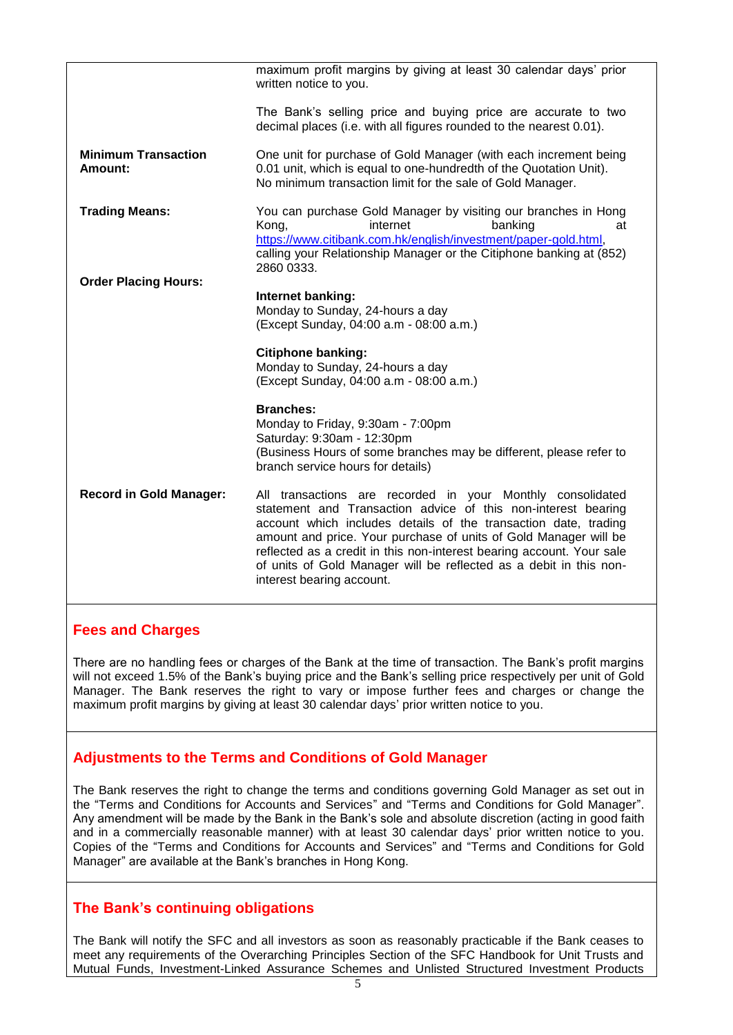| | |
|---|---|
| | maximum profit margins by giving at least 30 calendar days' prior written notice to you.<br><br>The Bank's selling price and buying price are accurate to two decimal places (i.e. with all figures rounded to the nearest 0.01). |
| **Minimum Transaction Amount:** | One unit for purchase of Gold Manager (with each increment being 0.01 unit, which is equal to one-hundredth of the Quotation Unit). No minimum transaction limit for the sale of Gold Manager. |
| **Trading Means:** | You can purchase Gold Manager by visiting our branches in Hong Kong, internet banking at https://www.citibank.com.hk/english/investment/paper-gold.html, calling your Relationship Manager or the Citiphone banking at (852) 2860 0333. |
| **Order Placing Hours:** | **Internet banking:**<br>Monday to Sunday, 24-hours a day<br>(Except Sunday, 04:00 a.m - 08:00 a.m.)<br><br>**Citiphone banking:**<br>Monday to Sunday, 24-hours a day<br>(Except Sunday, 04:00 a.m - 08:00 a.m.)<br><br>**Branches:**<br>Monday to Friday, 9:30am - 7:00pm<br>Saturday: 9:30am - 12:30pm<br>(Business Hours of some branches may be different, please refer to branch service hours for details) |
| **Record in Gold Manager:** | All transactions are recorded in your Monthly consolidated statement and Transaction advice of this non-interest bearing account which includes details of the transaction date, trading amount and price. Your purchase of units of Gold Manager will be reflected as a credit in this non-interest bearing account. Your sale of units of Gold Manager will be reflected as a debit in this non-interest bearing account. |

## Fees and Charges

There are no handling fees or charges of the Bank at the time of transaction. The Bank's profit margins will not exceed 1.5% of the Bank's buying price and the Bank's selling price respectively per unit of Gold Manager. The Bank reserves the right to vary or impose further fees and charges or change the maximum profit margins by giving at least 30 calendar days' prior written notice to you.

## Adjustments to the Terms and Conditions of Gold Manager

The Bank reserves the right to change the terms and conditions governing Gold Manager as set out in the "Terms and Conditions for Accounts and Services" and "Terms and Conditions for Gold Manager". Any amendment will be made by the Bank in the Bank's sole and absolute discretion (acting in good faith and in a commercially reasonable manner) with at least 30 calendar days' prior written notice to you. Copies of the "Terms and Conditions for Accounts and Services" and "Terms and Conditions for Gold Manager" are available at the Bank's branches in Hong Kong.

## The Bank's continuing obligations

The Bank will notify the SFC and all investors as soon as reasonably practicable if the Bank ceases to meet any requirements of the Overarching Principles Section of the SFC Handbook for Unit Trusts and Mutual Funds, Investment-Linked Assurance Schemes and Unlisted Structured Investment Products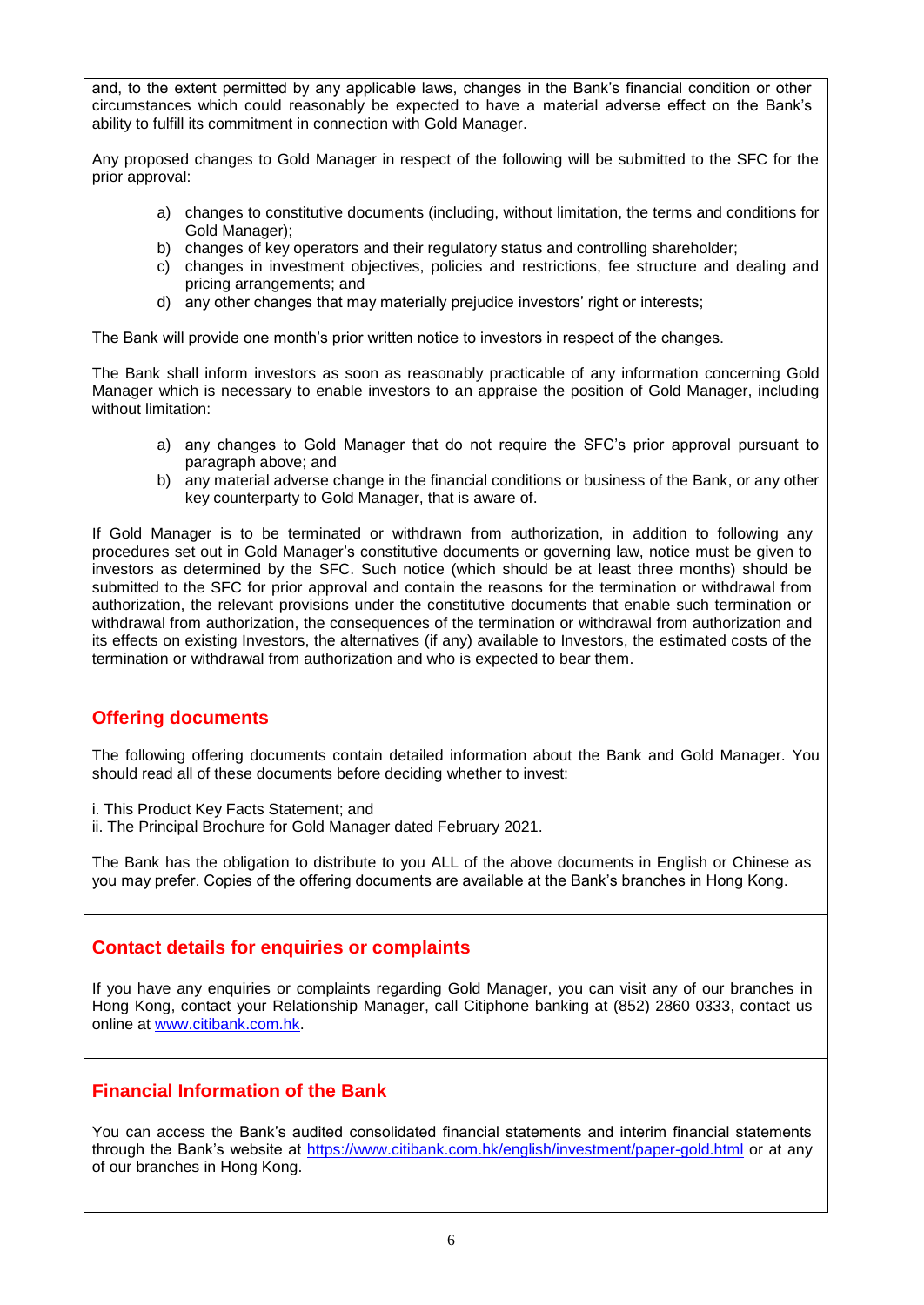and, to the extent permitted by any applicable laws, changes in the Bank's financial condition or other circumstances which could reasonably be expected to have a material adverse effect on the Bank's ability to fulfill its commitment in connection with Gold Manager.

Any proposed changes to Gold Manager in respect of the following will be submitted to the SFC for the prior approval:

a) changes to constitutive documents (including, without limitation, the terms and conditions for Gold Manager);
b) changes of key operators and their regulatory status and controlling shareholder;
c) changes in investment objectives, policies and restrictions, fee structure and dealing and pricing arrangements; and
d) any other changes that may materially prejudice investors' right or interests;

The Bank will provide one month's prior written notice to investors in respect of the changes.

The Bank shall inform investors as soon as reasonably practicable of any information concerning Gold Manager which is necessary to enable investors to an appraise the position of Gold Manager, including without limitation:

a) any changes to Gold Manager that do not require the SFC's prior approval pursuant to paragraph above; and
b) any material adverse change in the financial conditions or business of the Bank, or any other key counterparty to Gold Manager, that is aware of.

If Gold Manager is to be terminated or withdrawn from authorization, in addition to following any procedures set out in Gold Manager's constitutive documents or governing law, notice must be given to investors as determined by the SFC. Such notice (which should be at least three months) should be submitted to the SFC for prior approval and contain the reasons for the termination or withdrawal from authorization, the relevant provisions under the constitutive documents that enable such termination or withdrawal from authorization, the consequences of the termination or withdrawal from authorization and its effects on existing Investors, the alternatives (if any) available to Investors, the estimated costs of the termination or withdrawal from authorization and who is expected to bear them.

## Offering documents

The following offering documents contain detailed information about the Bank and Gold Manager. You should read all of these documents before deciding whether to invest:

i. This Product Key Facts Statement; and
ii. The Principal Brochure for Gold Manager dated February 2021.

The Bank has the obligation to distribute to you ALL of the above documents in English or Chinese as you may prefer. Copies of the offering documents are available at the Bank's branches in Hong Kong.

## Contact details for enquiries or complaints

If you have any enquiries or complaints regarding Gold Manager, you can visit any of our branches in Hong Kong, contact your Relationship Manager, call Citiphone banking at (852) 2860 0333, contact us online at [www.citibank.com.hk](www.citibank.com.hk).

## Financial Information of the Bank

You can access the Bank's audited consolidated financial statements and interim financial statements through the Bank's website at [https://www.citibank.com.hk/english/investment/paper-gold.html](https://www.citibank.com.hk/english/investment/paper-gold.html) or at any of our branches in Hong Kong.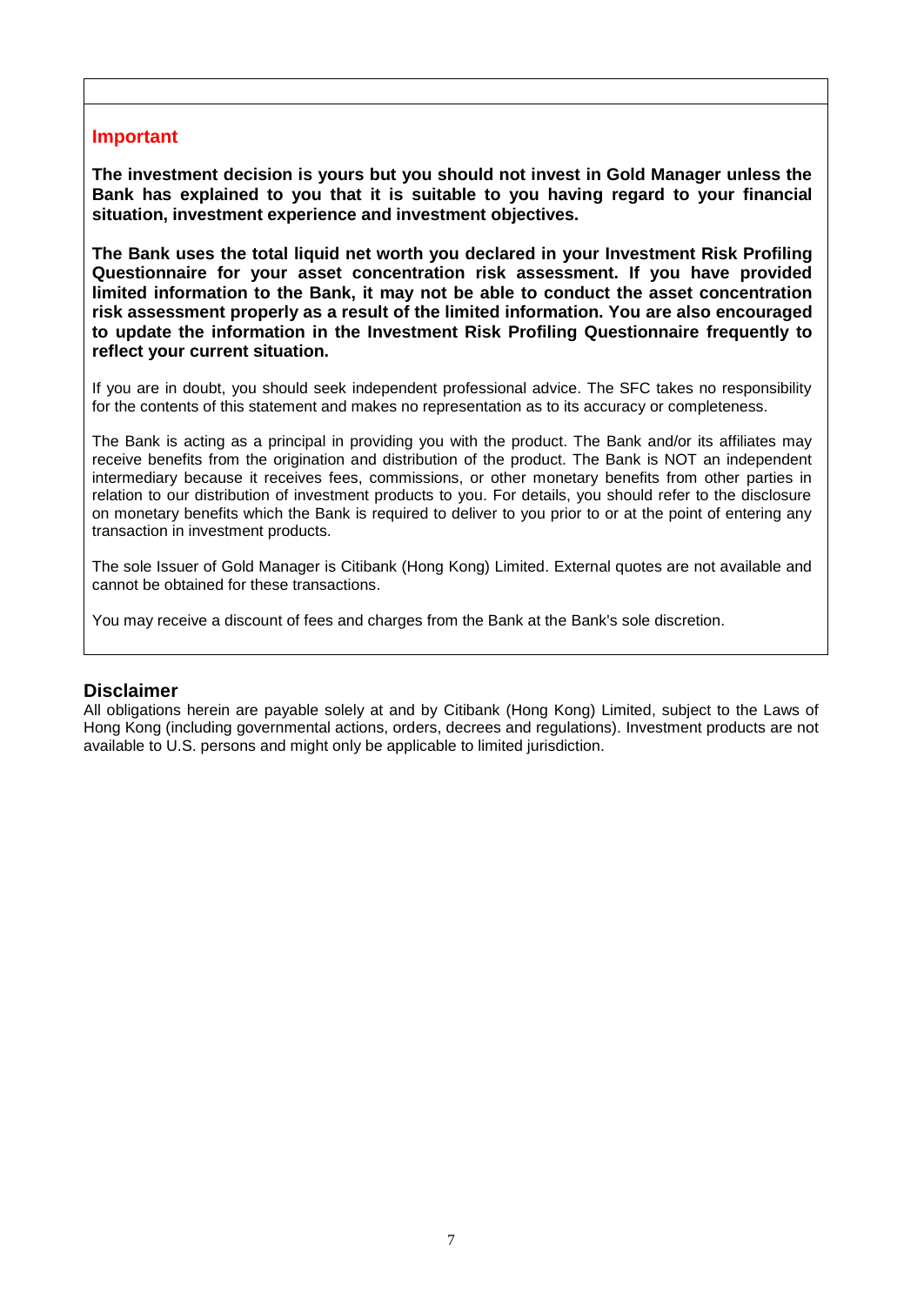## Important

**The investment decision is yours but you should not invest in Gold Manager unless the Bank has explained to you that it is suitable to you having regard to your financial situation, investment experience and investment objectives.**

**The Bank uses the total liquid net worth you declared in your Investment Risk Profiling Questionnaire for your asset concentration risk assessment. If you have provided limited information to the Bank, it may not be able to conduct the asset concentration risk assessment properly as a result of the limited information. You are also encouraged to update the information in the Investment Risk Profiling Questionnaire frequently to reflect your current situation.**

If you are in doubt, you should seek independent professional advice. The SFC takes no responsibility for the contents of this statement and makes no representation as to its accuracy or completeness.

The Bank is acting as a principal in providing you with the product. The Bank and/or its affiliates may receive benefits from the origination and distribution of the product. The Bank is NOT an independent intermediary because it receives fees, commissions, or other monetary benefits from other parties in relation to our distribution of investment products to you. For details, you should refer to the disclosure on monetary benefits which the Bank is required to deliver to you prior to or at the point of entering any transaction in investment products.

The sole Issuer of Gold Manager is Citibank (Hong Kong) Limited. External quotes are not available and cannot be obtained for these transactions.

You may receive a discount of fees and charges from the Bank at the Bank's sole discretion.

## Disclaimer

All obligations herein are payable solely at and by Citibank (Hong Kong) Limited, subject to the Laws of Hong Kong (including governmental actions, orders, decrees and regulations). Investment products are not available to U.S. persons and might only be applicable to limited jurisdiction.